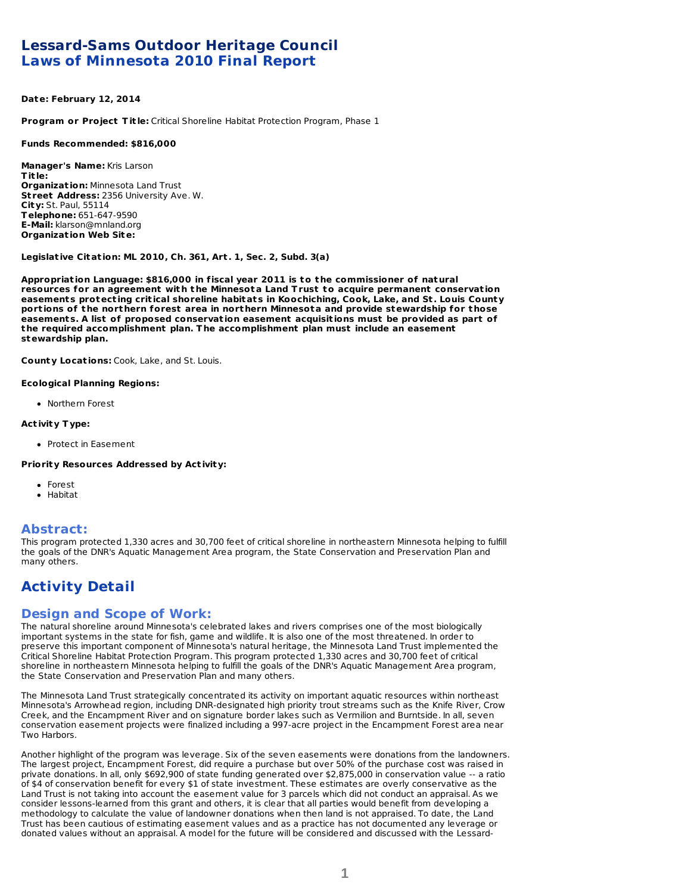# Lessard-Sams Outdoor Heritage Council
## Laws of Minnesota 2010 Final Report

**Date: February 12, 2014**

**Program or Project Title:** Critical Shoreline Habitat Protection Program, Phase 1

**Funds Recommended: $816,000**

**Manager's Name:** Kris Larson
**Title:**
**Organization:** Minnesota Land Trust
**Street Address:** 2356 University Ave. W.
**City:** St. Paul, 55114
**Telephone:** 651-647-9590
**E-Mail:** klarson@mnland.org
**Organization Web Site:**

**Legislative Citation: ML 2010, Ch. 361, Art. 1, Sec. 2, Subd. 3(a)**

**Appropriation Language: $816,000 in fiscal year 2011 is to the commissioner of natural resources for an agreement with the Minnesota Land Trust to acquire permanent conservation easements protecting critical shoreline habitats in Koochiching, Cook, Lake, and St. Louis County portions of the northern forest area in northern Minnesota and provide stewardship for those easements. A list of proposed conservation easement acquisitions must be provided as part of the required accomplishment plan. The accomplishment plan must include an easement stewardship plan.**

**County Locations:** Cook, Lake, and St. Louis.

**Ecological Planning Regions:**

- Northern Forest

**Activity Type:**

- Protect in Easement

**Priority Resources Addressed by Activity:**

- Forest
- Habitat

## Abstract:

This program protected 1,330 acres and 30,700 feet of critical shoreline in northeastern Minnesota helping to fulfill the goals of the DNR's Aquatic Management Area program, the State Conservation and Preservation Plan and many others.

# Activity Detail

## Design and Scope of Work:

The natural shoreline around Minnesota's celebrated lakes and rivers comprises one of the most biologically important systems in the state for fish, game and wildlife. It is also one of the most threatened. In order to preserve this important component of Minnesota's natural heritage, the Minnesota Land Trust implemented the Critical Shoreline Habitat Protection Program. This program protected 1,330 acres and 30,700 feet of critical shoreline in northeastern Minnesota helping to fulfill the goals of the DNR's Aquatic Management Area program, the State Conservation and Preservation Plan and many others.

The Minnesota Land Trust strategically concentrated its activity on important aquatic resources within northeast Minnesota's Arrowhead region, including DNR-designated high priority trout streams such as the Knife River, Crow Creek, and the Encampment River and on signature border lakes such as Vermilion and Burntside. In all, seven conservation easement projects were finalized including a 997-acre project in the Encampment Forest area near Two Harbors.

Another highlight of the program was leverage. Six of the seven easements were donations from the landowners. The largest project, Encampment Forest, did require a purchase but over 50% of the purchase cost was raised in private donations. In all, only $692,900 of state funding generated over $2,875,000 in conservation value -- a ratio of $4 of conservation benefit for every $1 of state investment. These estimates are overly conservative as the Land Trust is not taking into account the easement value for 3 parcels which did not conduct an appraisal. As we consider lessons-learned from this grant and others, it is clear that all parties would benefit from developing a methodology to calculate the value of landowner donations when then land is not appraised. To date, the Land Trust has been cautious of estimating easement values and as a practice has not documented any leverage or donated values without an appraisal. A model for the future will be considered and discussed with the Lessard-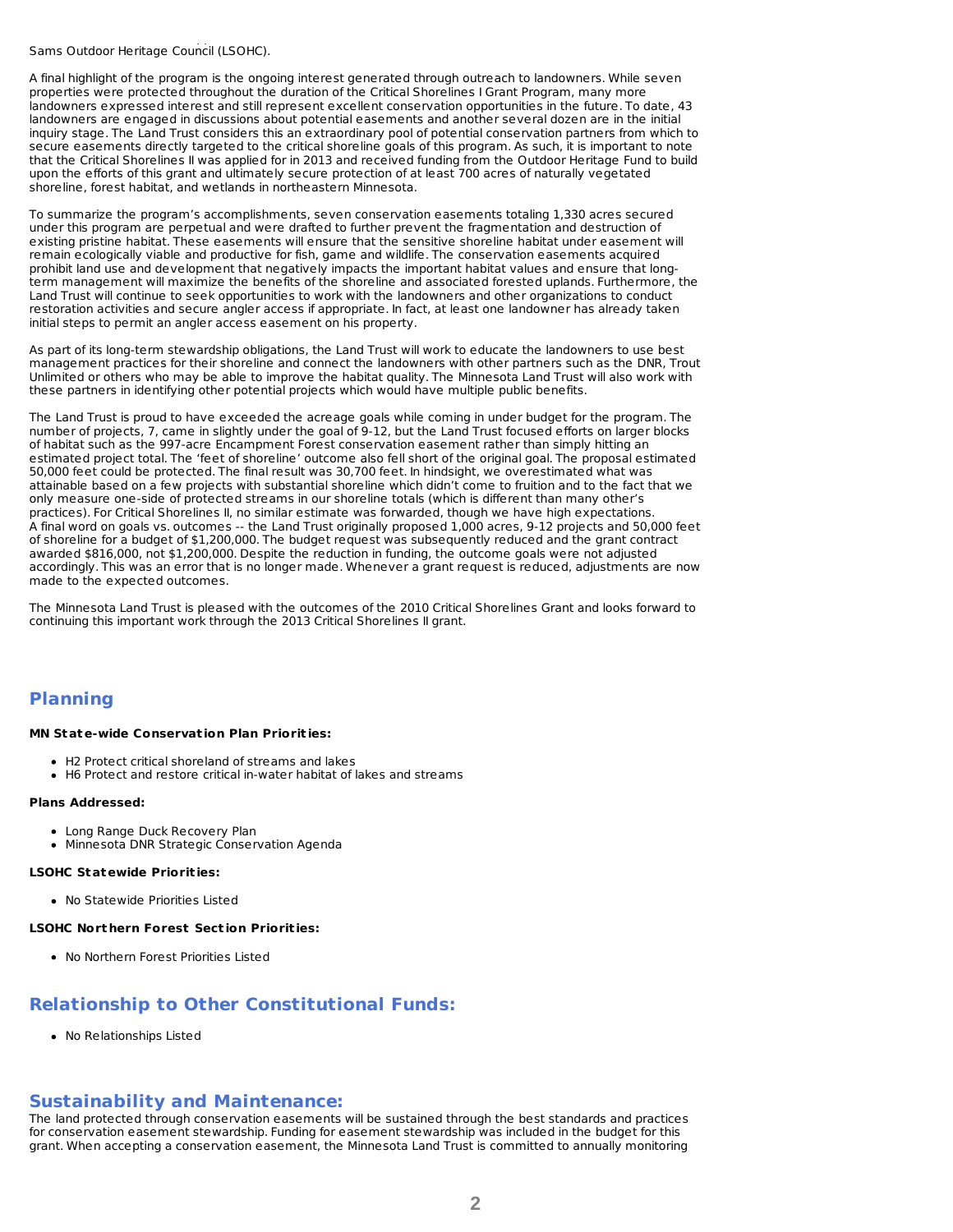Sams Outdoor Heritage Council (LSOHC).

A final highlight of the program is the ongoing interest generated through outreach to landowners. While seven properties were protected throughout the duration of the Critical Shorelines I Grant Program, many more landowners expressed interest and still represent excellent conservation opportunities in the future. To date, 43 landowners are engaged in discussions about potential easements and another several dozen are in the initial inquiry stage. The Land Trust considers this an extraordinary pool of potential conservation partners from which to secure easements directly targeted to the critical shoreline goals of this program. As such, it is important to note that the Critical Shorelines II was applied for in 2013 and received funding from the Outdoor Heritage Fund to build upon the efforts of this grant and ultimately secure protection of at least 700 acres of naturally vegetated shoreline, forest habitat, and wetlands in northeastern Minnesota.

To summarize the program's accomplishments, seven conservation easements totaling 1,330 acres secured under this program are perpetual and were drafted to further prevent the fragmentation and destruction of existing pristine habitat. These easements will ensure that the sensitive shoreline habitat under easement will remain ecologically viable and productive for fish, game and wildlife. The conservation easements acquired prohibit land use and development that negatively impacts the important habitat values and ensure that long-term management will maximize the benefits of the shoreline and associated forested uplands. Furthermore, the Land Trust will continue to seek opportunities to work with the landowners and other organizations to conduct restoration activities and secure angler access if appropriate. In fact, at least one landowner has already taken initial steps to permit an angler access easement on his property.

As part of its long-term stewardship obligations, the Land Trust will work to educate the landowners to use best management practices for their shoreline and connect the landowners with other partners such as the DNR, Trout Unlimited or others who may be able to improve the habitat quality. The Minnesota Land Trust will also work with these partners in identifying other potential projects which would have multiple public benefits.

The Land Trust is proud to have exceeded the acreage goals while coming in under budget for the program. The number of projects, 7, came in slightly under the goal of 9-12, but the Land Trust focused efforts on larger blocks of habitat such as the 997-acre Encampment Forest conservation easement rather than simply hitting an estimated project total. The 'feet of shoreline' outcome also fell short of the original goal. The proposal estimated 50,000 feet could be protected. The final result was 30,700 feet. In hindsight, we overestimated what was attainable based on a few projects with substantial shoreline which didn't come to fruition and to the fact that we only measure one-side of protected streams in our shoreline totals (which is different than many other's practices). For Critical Shorelines II, no similar estimate was forwarded, though we have high expectations. A final word on goals vs. outcomes -- the Land Trust originally proposed 1,000 acres, 9-12 projects and 50,000 feet of shoreline for a budget of $1,200,000. The budget request was subsequently reduced and the grant contract awarded $816,000, not $1,200,000. Despite the reduction in funding, the outcome goals were not adjusted accordingly. This was an error that is no longer made. Whenever a grant request is reduced, adjustments are now made to the expected outcomes.

The Minnesota Land Trust is pleased with the outcomes of the 2010 Critical Shorelines Grant and looks forward to continuing this important work through the 2013 Critical Shorelines II grant.

## Planning

**MN State-wide Conservation Plan Priorities:**

- H2 Protect critical shoreland of streams and lakes
- H6 Protect and restore critical in-water habitat of lakes and streams

**Plans Addressed:**

- Long Range Duck Recovery Plan
- Minnesota DNR Strategic Conservation Agenda

**LSOHC Statewide Priorities:**

- No Statewide Priorities Listed

**LSOHC Northern Forest Section Priorities:**

- No Northern Forest Priorities Listed

## Relationship to Other Constitutional Funds:

- No Relationships Listed

## Sustainability and Maintenance:

The land protected through conservation easements will be sustained through the best standards and practices for conservation easement stewardship. Funding for easement stewardship was included in the budget for this grant. When accepting a conservation easement, the Minnesota Land Trust is committed to annually monitoring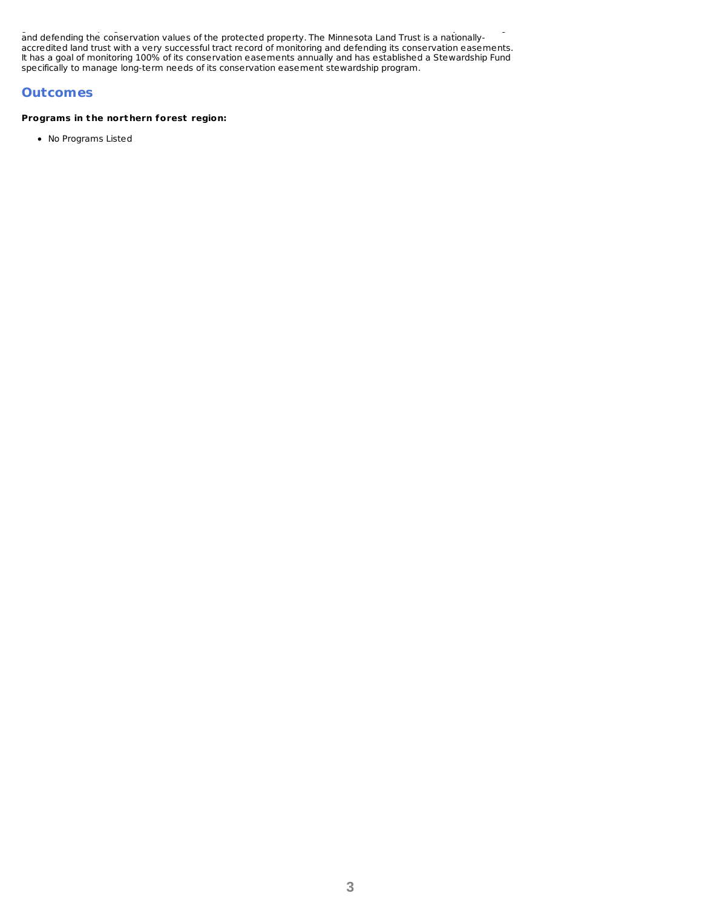and defending the conservation values of the protected property. The Minnesota Land Trust is a nationally-accredited land trust with a very successful tract record of monitoring and defending its conservation easements. It has a goal of monitoring 100% of its conservation easements annually and has established a Stewardship Fund specifically to manage long-term needs of its conservation easement stewardship program.

## Outcomes

**Programs in the northern forest region:**

- No Programs Listed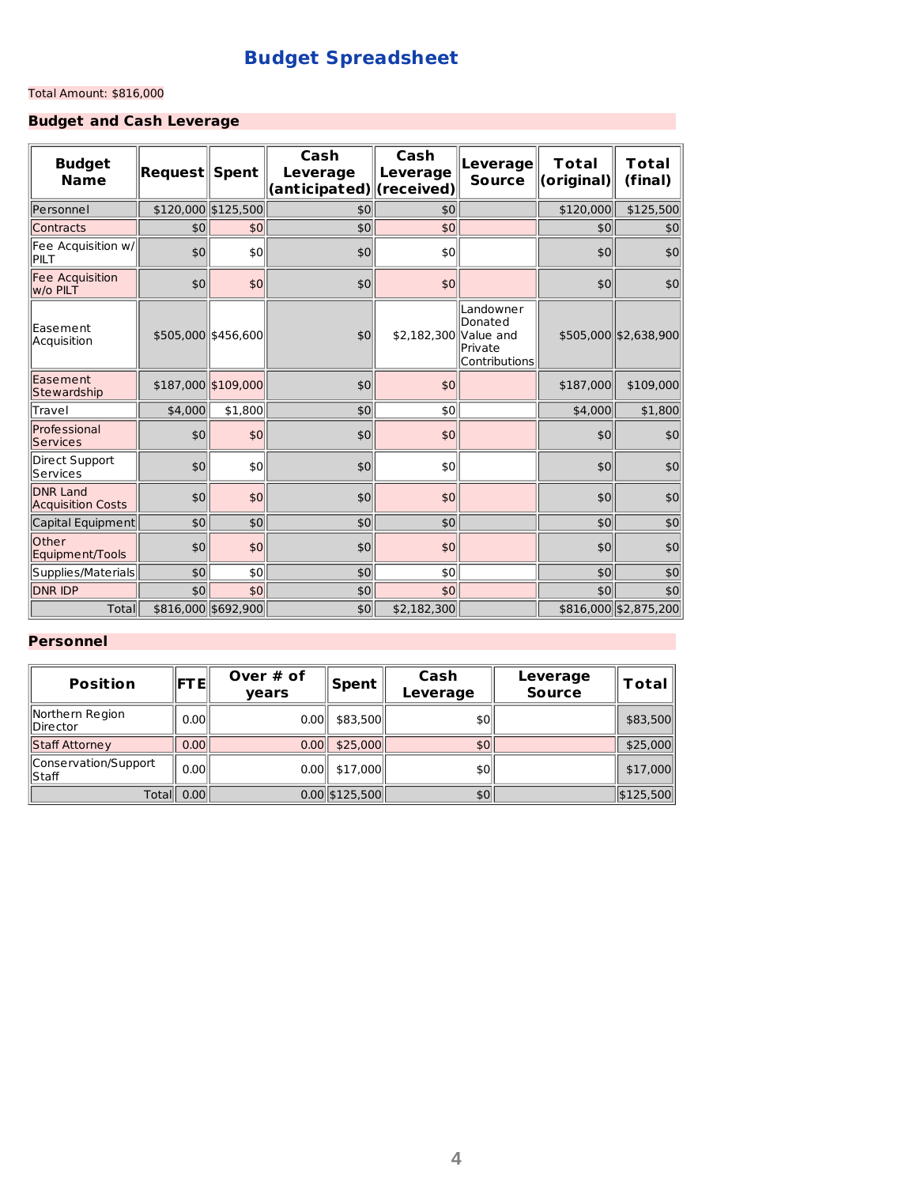# Budget Spreadsheet

Total Amount: $816,000

## Budget and Cash Leverage

| Budget Name | Request | Spent | Cash Leverage (anticipated) | Cash Leverage (received) | Leverage Source | Total (original) | Total (final) |
|---|---|---|---|---|---|---|---|
| Personnel | $120,000 | $125,500 | $0 | $0 | | $120,000 | $125,500 |
| Contracts | $0 | $0 | $0 | $0 | | $0 | $0 |
| Fee Acquisition w/ PILT | $0 | $0 | $0 | $0 | | $0 | $0 |
| Fee Acquisition w/o PILT | $0 | $0 | $0 | $0 | | $0 | $0 |
| Easement Acquisition | $505,000 | $456,600 | $0 | $2,182,300 | Landowner Donated Value and Private Contributions | $505,000 | $2,638,900 |
| Easement Stewardship | $187,000 | $109,000 | $0 | $0 | | $187,000 | $109,000 |
| Travel | $4,000 | $1,800 | $0 | $0 | | $4,000 | $1,800 |
| Professional Services | $0 | $0 | $0 | $0 | | $0 | $0 |
| Direct Support Services | $0 | $0 | $0 | $0 | | $0 | $0 |
| DNR Land Acquisition Costs | $0 | $0 | $0 | $0 | | $0 | $0 |
| Capital Equipment | $0 | $0 | $0 | $0 | | $0 | $0 |
| Other Equipment/Tools | $0 | $0 | $0 | $0 | | $0 | $0 |
| Supplies/Materials | $0 | $0 | $0 | $0 | | $0 | $0 |
| DNR IDP | $0 | $0 | $0 | $0 | | $0 | $0 |
| Total | $816,000 | $692,900 | $0 | $2,182,300 | | $816,000 | $2,875,200 |

## Personnel

| Position | FTE | Over # of years | Spent | Cash Leverage | Leverage Source | Total |
|---|---|---|---|---|---|---|
| Northern Region Director | 0.00 | 0.00 | $83,500 | $0 | | $83,500 |
| Staff Attorney | 0.00 | 0.00 | $25,000 | $0 | | $25,000 |
| Conservation/Support Staff | 0.00 | 0.00 | $17,000 | $0 | | $17,000 |
| Total | 0.00 | 0.00 | $125,500 | $0 | | $125,500 |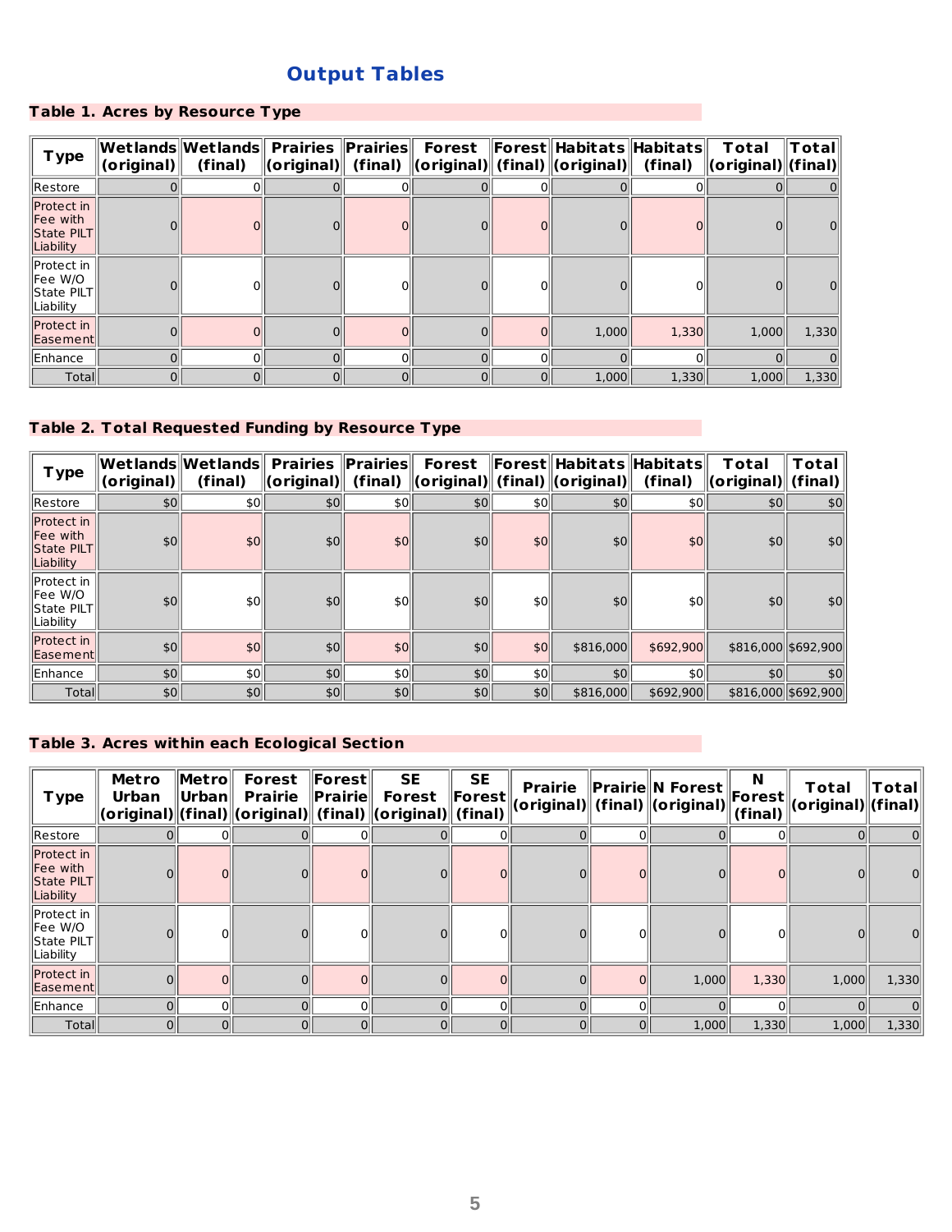## Output Tables

### Table 1. Acres by Resource Type

| Type | Wetlands (original) | Wetlands (final) | Prairies (original) | Prairies (final) | Forest (original) | Forest (final) | Habitats (original) | Habitats (final) | Total (original) | Total (final) |
|---|---|---|---|---|---|---|---|---|---|---|
| Restore | 0 | 0 | 0 | 0 | 0 | 0 | 0 | 0 | 0 | 0 |
| Protect in Fee with State PILT Liability | 0 | 0 | 0 | 0 | 0 | 0 | 0 | 0 | 0 | 0 |
| Protect in Fee W/O State PILT Liability | 0 | 0 | 0 | 0 | 0 | 0 | 0 | 0 | 0 | 0 |
| Protect in Easement | 0 | 0 | 0 | 0 | 0 | 0 | 1,000 | 1,330 | 1,000 | 1,330 |
| Enhance | 0 | 0 | 0 | 0 | 0 | 0 | 0 | 0 | 0 | 0 |
| Total | 0 | 0 | 0 | 0 | 0 | 0 | 1,000 | 1,330 | 1,000 | 1,330 |

### Table 2. Total Requested Funding by Resource Type

| Type | Wetlands (original) | Wetlands (final) | Prairies (original) | Prairies (final) | Forest (original) | Forest (final) | Habitats (original) | Habitats (final) | Total (original) | Total (final) |
|---|---|---|---|---|---|---|---|---|---|---|
| Restore | $0 | $0 | $0 | $0 | $0 | $0 | $0 | $0 | $0 | $0 |
| Protect in Fee with State PILT Liability | $0 | $0 | $0 | $0 | $0 | $0 | $0 | $0 | $0 | $0 |
| Protect in Fee W/O State PILT Liability | $0 | $0 | $0 | $0 | $0 | $0 | $0 | $0 | $0 | $0 |
| Protect in Easement | $0 | $0 | $0 | $0 | $0 | $0 | $816,000 | $692,900 | $816,000 | $692,900 |
| Enhance | $0 | $0 | $0 | $0 | $0 | $0 | $0 | $0 | $0 | $0 |
| Total | $0 | $0 | $0 | $0 | $0 | $0 | $816,000 | $692,900 | $816,000 | $692,900 |

### Table 3. Acres within each Ecological Section

| Type | Metro Urban (original) | Metro Urban (final) | Forest Prairie (original) | Forest Prairie (final) | SE Forest (original) | SE Forest (final) | Prairie (original) | Prairie (final) | N Forest (original) | N Forest (final) | Total (original) | Total (final) |
|---|---|---|---|---|---|---|---|---|---|---|---|---|
| Restore | 0 | 0 | 0 | 0 | 0 | 0 | 0 | 0 | 0 | 0 | 0 | 0 |
| Protect in Fee with State PILT Liability | 0 | 0 | 0 | 0 | 0 | 0 | 0 | 0 | 0 | 0 | 0 | 0 |
| Protect in Fee W/O State PILT Liability | 0 | 0 | 0 | 0 | 0 | 0 | 0 | 0 | 0 | 0 | 0 | 0 |
| Protect in Easement | 0 | 0 | 0 | 0 | 0 | 0 | 0 | 0 | 1,000 | 1,330 | 1,000 | 1,330 |
| Enhance | 0 | 0 | 0 | 0 | 0 | 0 | 0 | 0 | 0 | 0 | 0 | 0 |
| Total | 0 | 0 | 0 | 0 | 0 | 0 | 0 | 0 | 1,000 | 1,330 | 1,000 | 1,330 |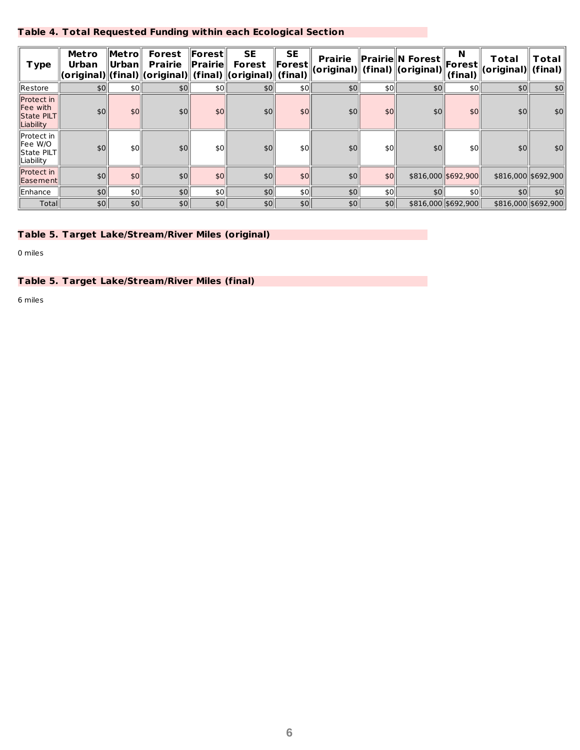### Table 4. Total Requested Funding within each Ecological Section

| Type | Metro Urban (original) | Metro Urban (final) | Forest Prairie (original) | Forest Prairie (final) | SE Forest (original) | SE Forest (final) | Prairie (original) | Prairie (final) | N Forest (original) | N Forest (final) | Total (original) | Total (final) |
|---|---|---|---|---|---|---|---|---|---|---|---|---|
| Restore | $0 | $0 | $0 | $0 | $0 | $0 | $0 | $0 | $0 | $0 | $0 | $0 |
| Protect in Fee with State PILT Liability | $0 | $0 | $0 | $0 | $0 | $0 | $0 | $0 | $0 | $0 | $0 | $0 |
| Protect in Fee W/O State PILT Liability | $0 | $0 | $0 | $0 | $0 | $0 | $0 | $0 | $0 | $0 | $0 | $0 |
| Protect in Easement | $0 | $0 | $0 | $0 | $0 | $0 | $0 | $0 | $816,000 | $692,900 | $816,000 | $692,900 |
| Enhance | $0 | $0 | $0 | $0 | $0 | $0 | $0 | $0 | $0 | $0 | $0 | $0 |
| Total | $0 | $0 | $0 | $0 | $0 | $0 | $0 | $0 | $816,000 | $692,900 | $816,000 | $692,900 |

### Table 5. Target Lake/Stream/River Miles (original)

0 miles

### Table 5. Target Lake/Stream/River Miles (final)

6 miles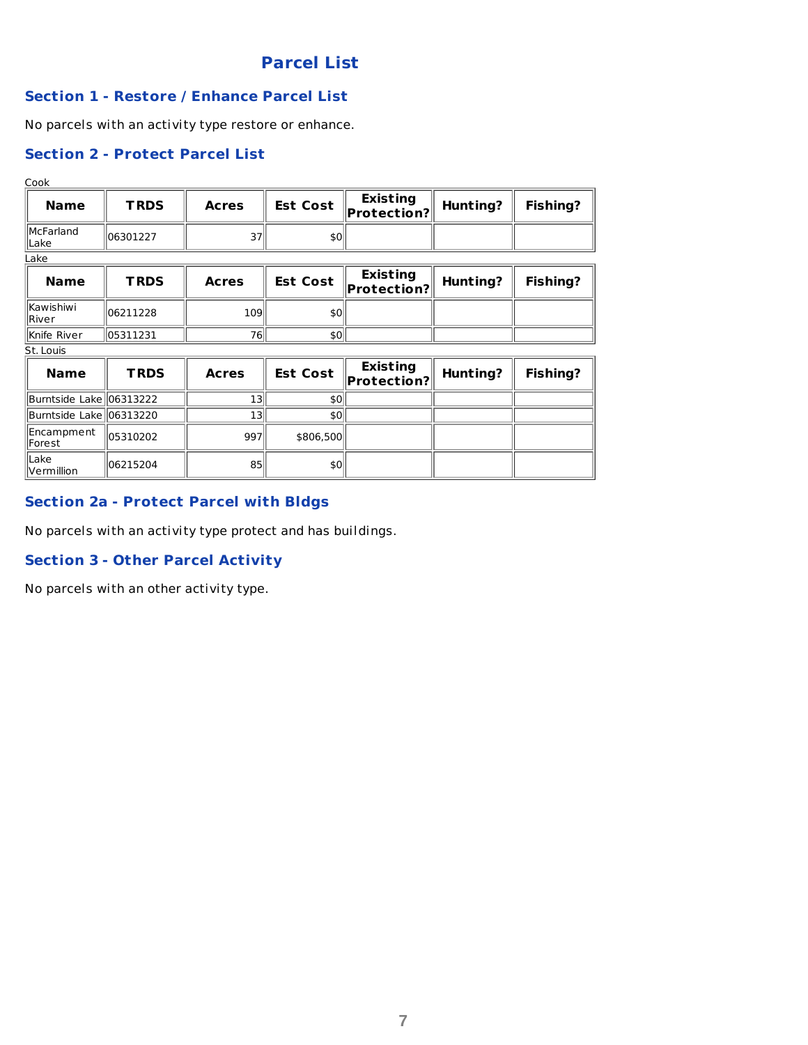# Parcel List

## Section 1 - Restore / Enhance Parcel List

No parcels with an activity type restore or enhance.

## Section 2 - Protect Parcel List

Cook

| Name | TRDS | Acres | Est Cost | Existing Protection? | Hunting? | Fishing? |
|---|---|---|---|---|---|---|
| McFarland Lake | 06301227 | 37 | $0 | | | |

Lake

| Name | TRDS | Acres | Est Cost | Existing Protection? | Hunting? | Fishing? |
|---|---|---|---|---|---|---|
| Kawishiwi River | 06211228 | 109 | $0 | | | |
| Knife River | 05311231 | 76 | $0 | | | |

St. Louis

| Name | TRDS | Acres | Est Cost | Existing Protection? | Hunting? | Fishing? |
|---|---|---|---|---|---|---|
| Burntside Lake | 06313222 | 13 | $0 | | | |
| Burntside Lake | 06313220 | 13 | $0 | | | |
| Encampment Forest | 05310202 | 997 | $806,500 | | | |
| Lake Vermillion | 06215204 | 85 | $0 | | | |

## Section 2a - Protect Parcel with Bldgs

No parcels with an activity type protect and has buildings.

## Section 3 - Other Parcel Activity

No parcels with an other activity type.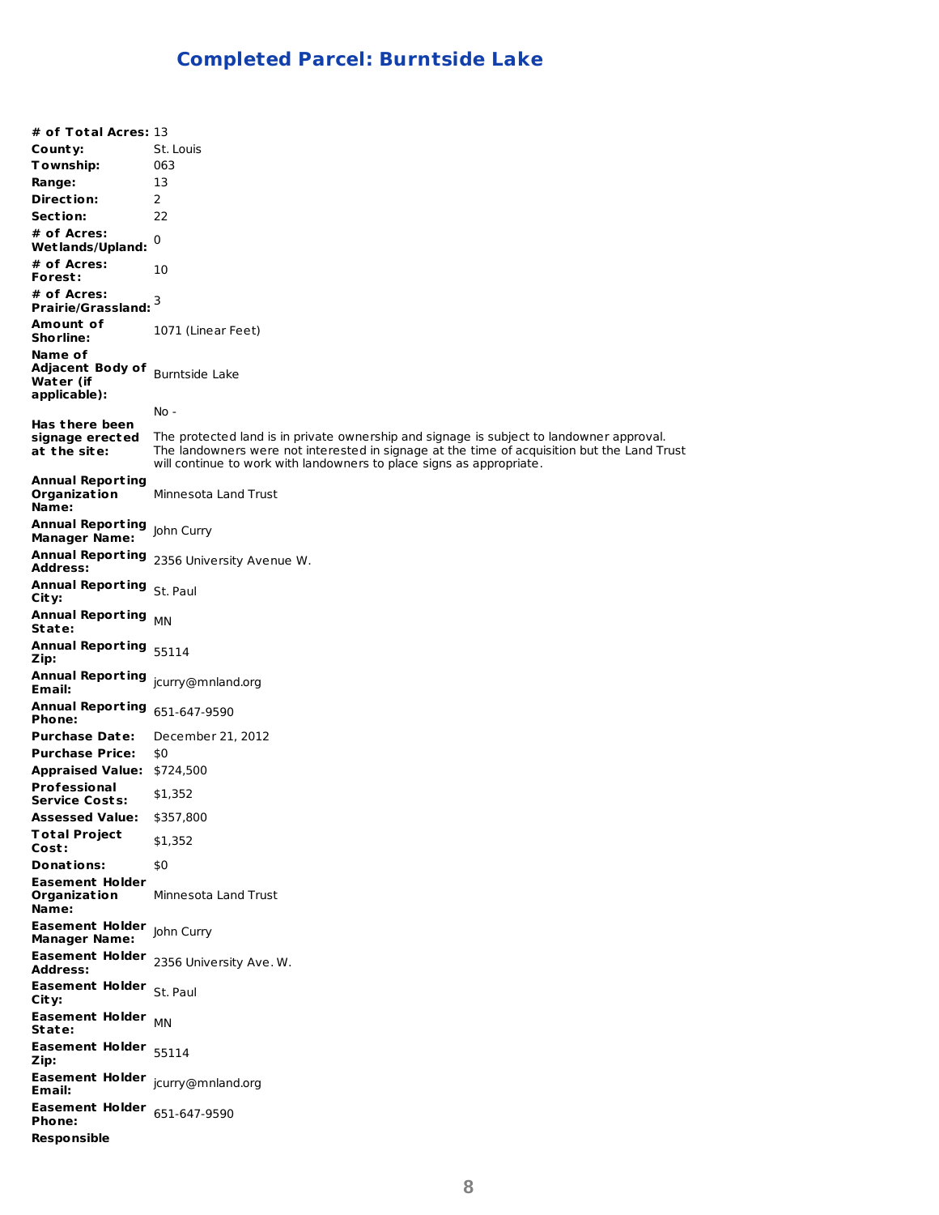## Completed Parcel: Burntside Lake

| | |
|---|---|
| **# of Total Acres:** | 13 |
| **County:** | St. Louis |
| **Township:** | 063 |
| **Range:** | 13 |
| **Direction:** | 2 |
| **Section:** | 22 |
| **# of Acres: Wetlands/Upland:** | 0 |
| **# of Acres: Forest:** | 10 |
| **# of Acres: Prairie/Grassland:** | 3 |
| **Amount of Shorline:** | 1071 (Linear Feet) |
| **Name of Adjacent Body of Water (if applicable):** | Burntside Lake |
| **Has there been signage erected at the site:** | No - <br><br>The protected land is in private ownership and signage is subject to landowner approval. The landowners were not interested in signage at the time of acquisition but the Land Trust will continue to work with landowners to place signs as appropriate. |
| **Annual Reporting Organization Name:** | Minnesota Land Trust |
| **Annual Reporting Manager Name:** | John Curry |
| **Annual Reporting Address:** | 2356 University Avenue W. |
| **Annual Reporting City:** | St. Paul |
| **Annual Reporting State:** | MN |
| **Annual Reporting Zip:** | 55114 |
| **Annual Reporting Email:** | jcurry@mnland.org |
| **Annual Reporting Phone:** | 651-647-9590 |
| **Purchase Date:** | December 21, 2012 |
| **Purchase Price:** | $0 |
| **Appraised Value:** | $724,500 |
| **Professional Service Costs:** | $1,352 |
| **Assessed Value:** | $357,800 |
| **Total Project Cost:** | $1,352 |
| **Donations:** | $0 |
| **Easement Holder Organization Name:** | Minnesota Land Trust |
| **Easement Holder Manager Name:** | John Curry |
| **Easement Holder Address:** | 2356 University Ave. W. |
| **Easement Holder City:** | St. Paul |
| **Easement Holder State:** | MN |
| **Easement Holder Zip:** | 55114 |
| **Easement Holder Email:** | jcurry@mnland.org |
| **Easement Holder Phone:** | 651-647-9590 |
| **Responsible** | |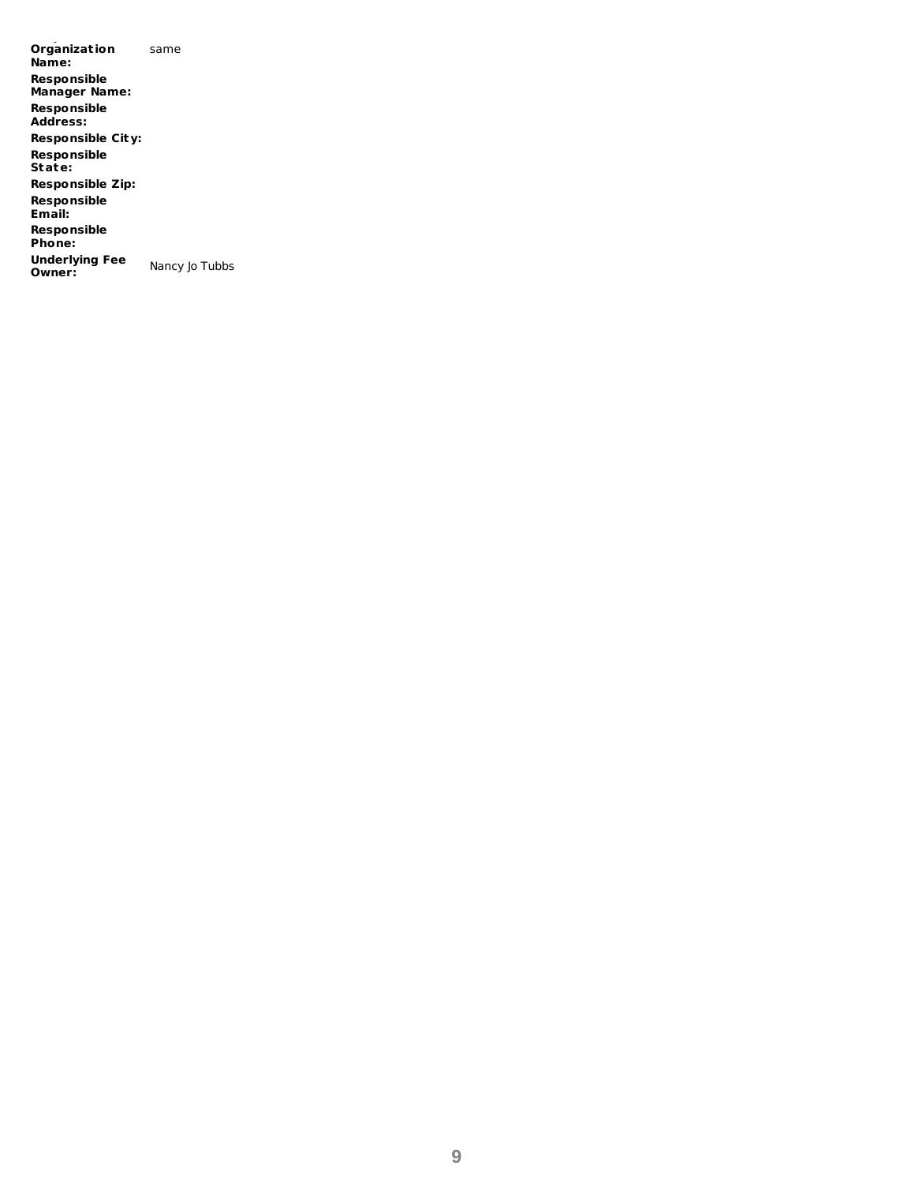**Organization Name:** same

**Responsible Manager Name:**

**Responsible Address:**

**Responsible City:**

**Responsible State:**

**Responsible Zip:**

**Responsible Email:**

**Responsible Phone:**

**Underlying Fee Owner:** Nancy Jo Tubbs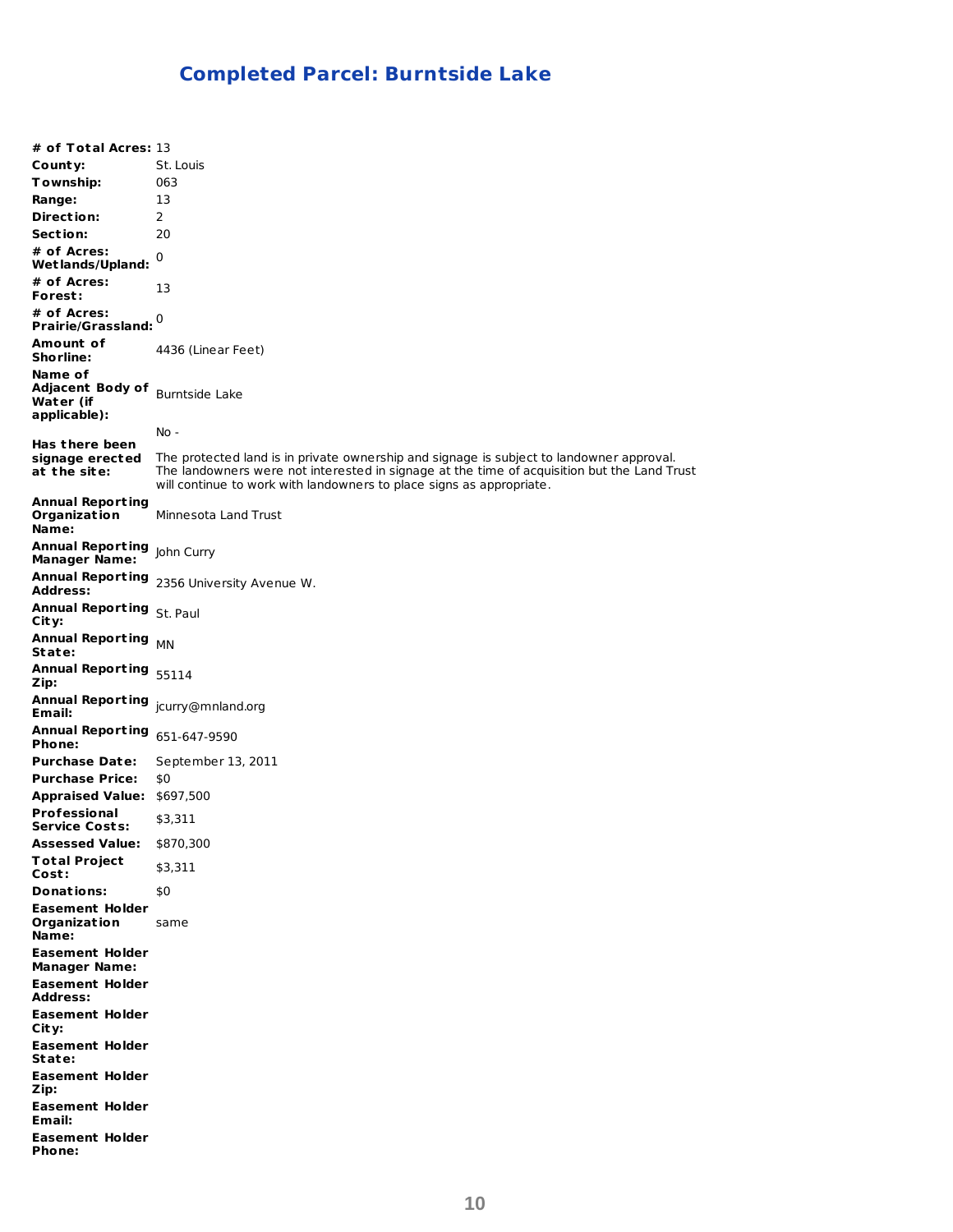## Completed Parcel: Burntside Lake

| | |
|---|---|
| **# of Total Acres:** | 13 |
| **County:** | St. Louis |
| **Township:** | 063 |
| **Range:** | 13 |
| **Direction:** | 2 |
| **Section:** | 20 |
| **# of Acres: Wetlands/Upland:** | 0 |
| **# of Acres: Forest:** | 13 |
| **# of Acres: Prairie/Grassland:** | 0 |
| **Amount of Shorline:** | 4436 (Linear Feet) |
| **Name of Adjacent Body of Water (if applicable):** | Burntside Lake |
| **Has there been signage erected at the site:** | No - The protected land is in private ownership and signage is subject to landowner approval. The landowners were not interested in signage at the time of acquisition but the Land Trust will continue to work with landowners to place signs as appropriate. |
| **Annual Reporting Organization Name:** | Minnesota Land Trust |
| **Annual Reporting Manager Name:** | John Curry |
| **Annual Reporting Address:** | 2356 University Avenue W. |
| **Annual Reporting City:** | St. Paul |
| **Annual Reporting State:** | MN |
| **Annual Reporting Zip:** | 55114 |
| **Annual Reporting Email:** | jcurry@mnland.org |
| **Annual Reporting Phone:** | 651-647-9590 |
| **Purchase Date:** | September 13, 2011 |
| **Purchase Price:** | $0 |
| **Appraised Value:** | $697,500 |
| **Professional Service Costs:** | $3,311 |
| **Assessed Value:** | $870,300 |
| **Total Project Cost:** | $3,311 |
| **Donations:** | $0 |
| **Easement Holder Organization Name:** | same |
| **Easement Holder Manager Name:** | |
| **Easement Holder Address:** | |
| **Easement Holder City:** | |
| **Easement Holder State:** | |
| **Easement Holder Zip:** | |
| **Easement Holder Email:** | |
| **Easement Holder Phone:** | |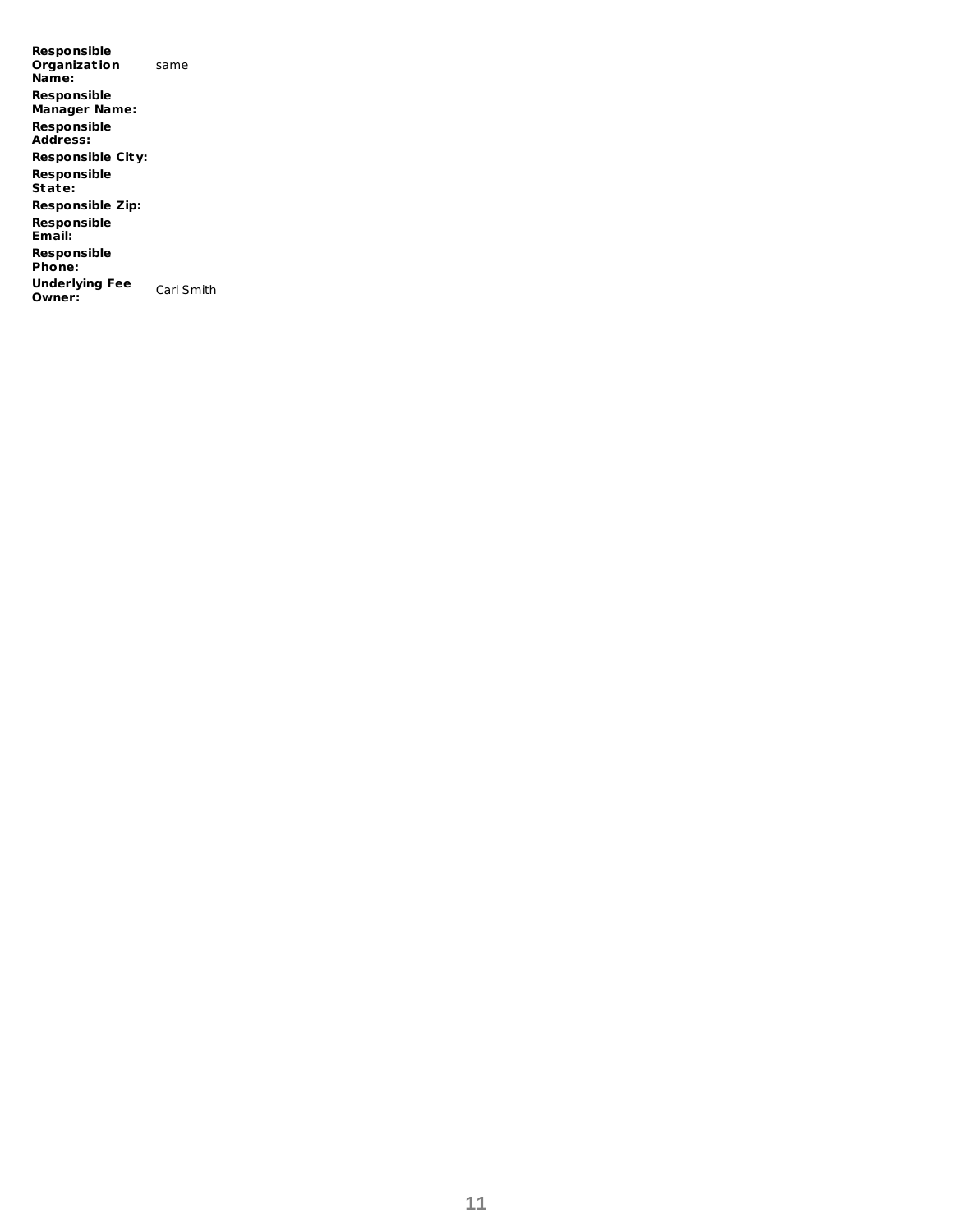| | |
|---|---|
| **Responsible Organization Name:** | same |
| **Responsible Manager Name:** | |
| **Responsible Address:** | |
| **Responsible City:** | |
| **Responsible State:** | |
| **Responsible Zip:** | |
| **Responsible Email:** | |
| **Responsible Phone:** | |
| **Underlying Fee Owner:** | Carl Smith |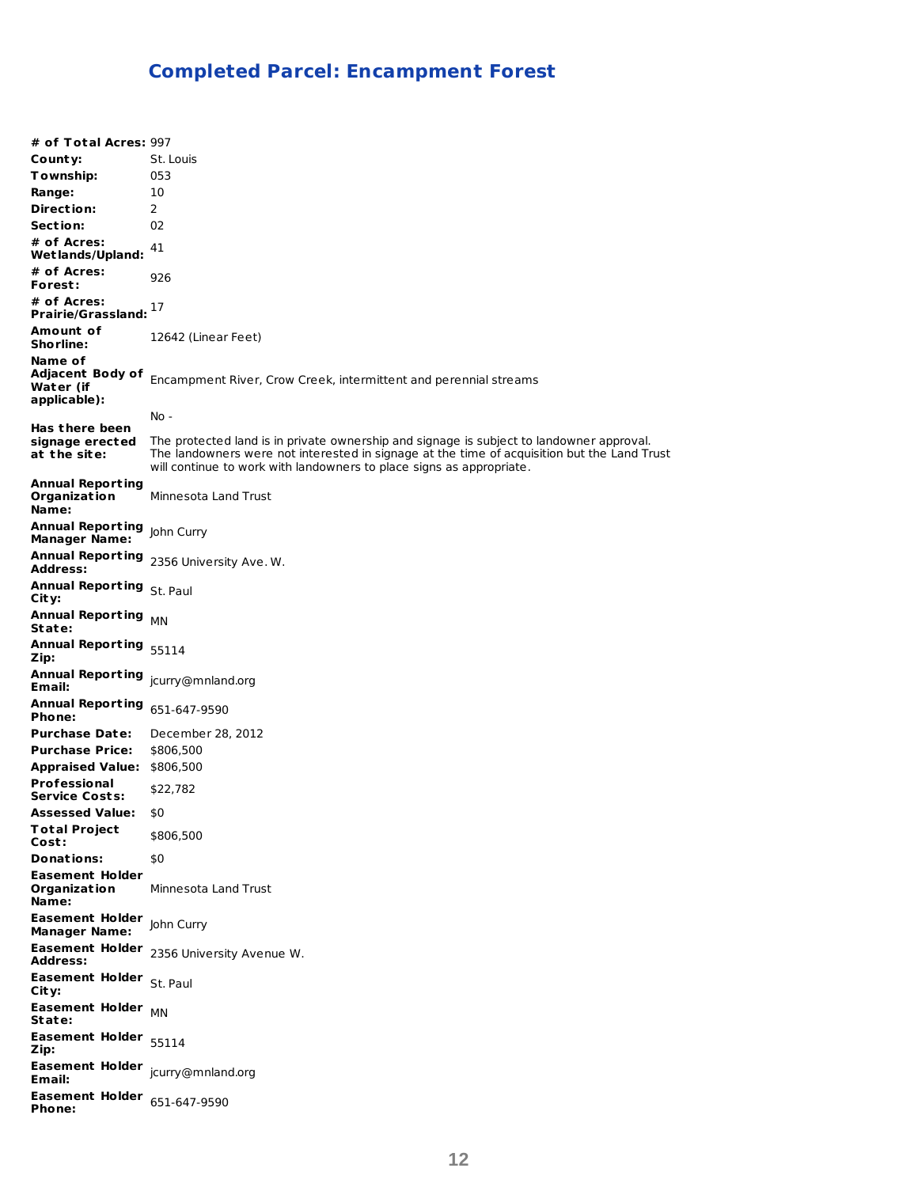## Completed Parcel: Encampment Forest

| | |
|---|---|
| **# of Total Acres:** | 997 |
| **County:** | St. Louis |
| **Township:** | 053 |
| **Range:** | 10 |
| **Direction:** | 2 |
| **Section:** | 02 |
| **# of Acres: Wetlands/Upland:** | 41 |
| **# of Acres: Forest:** | 926 |
| **# of Acres: Prairie/Grassland:** | 17 |
| **Amount of Shorline:** | 12642 (Linear Feet) |
| **Name of Adjacent Body of Water (if applicable):** | Encampment River, Crow Creek, intermittent and perennial streams |
| **Has there been signage erected at the site:** | No - The protected land is in private ownership and signage is subject to landowner approval. The landowners were not interested in signage at the time of acquisition but the Land Trust will continue to work with landowners to place signs as appropriate. |
| **Annual Reporting Organization Name:** | Minnesota Land Trust |
| **Annual Reporting Manager Name:** | John Curry |
| **Annual Reporting Address:** | 2356 University Ave. W. |
| **Annual Reporting City:** | St. Paul |
| **Annual Reporting State:** | MN |
| **Annual Reporting Zip:** | 55114 |
| **Annual Reporting Email:** | jcurry@mnland.org |
| **Annual Reporting Phone:** | 651-647-9590 |
| **Purchase Date:** | December 28, 2012 |
| **Purchase Price:** | $806,500 |
| **Appraised Value:** | $806,500 |
| **Professional Service Costs:** | $22,782 |
| **Assessed Value:** | $0 |
| **Total Project Cost:** | $806,500 |
| **Donations:** | $0 |
| **Easement Holder Organization Name:** | Minnesota Land Trust |
| **Easement Holder Manager Name:** | John Curry |
| **Easement Holder Address:** | 2356 University Avenue W. |
| **Easement Holder City:** | St. Paul |
| **Easement Holder State:** | MN |
| **Easement Holder Zip:** | 55114 |
| **Easement Holder Email:** | jcurry@mnland.org |
| **Easement Holder Phone:** | 651-647-9590 |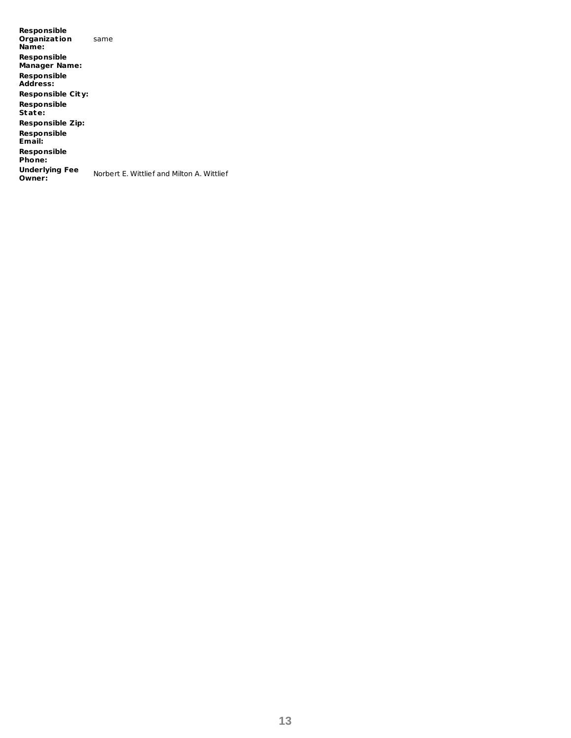| | |
|---|---|
| **Responsible Organization Name:** | same |
| **Responsible Manager Name:** | |
| **Responsible Address:** | |
| **Responsible City:** | |
| **Responsible State:** | |
| **Responsible Zip:** | |
| **Responsible Email:** | |
| **Responsible Phone:** | |
| **Underlying Fee Owner:** | Norbert E. Wittlief and Milton A. Wittlief |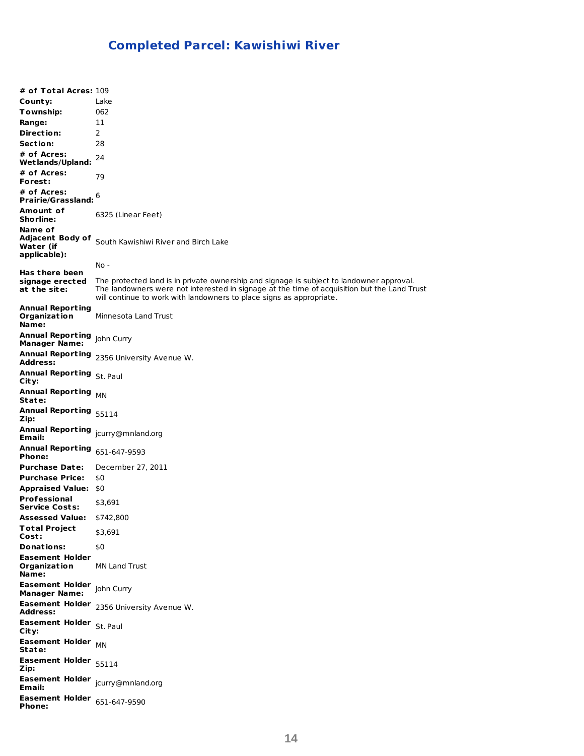## Completed Parcel: Kawishiwi River

| | |
|---|---|
| **# of Total Acres:** | 109 |
| **County:** | Lake |
| **Township:** | 062 |
| **Range:** | 11 |
| **Direction:** | 2 |
| **Section:** | 28 |
| **# of Acres: Wetlands/Upland:** | 24 |
| **# of Acres: Forest:** | 79 |
| **# of Acres: Prairie/Grassland:** | 6 |
| **Amount of Shorline:** | 6325 (Linear Feet) |
| **Name of Adjacent Body of Water (if applicable):** | South Kawishiwi River and Birch Lake |
| **Has there been signage erected at the site:** | No - The protected land is in private ownership and signage is subject to landowner approval. The landowners were not interested in signage at the time of acquisition but the Land Trust will continue to work with landowners to place signs as appropriate. |
| **Annual Reporting Organization Name:** | Minnesota Land Trust |
| **Annual Reporting Manager Name:** | John Curry |
| **Annual Reporting Address:** | 2356 University Avenue W. |
| **Annual Reporting City:** | St. Paul |
| **Annual Reporting State:** | MN |
| **Annual Reporting Zip:** | 55114 |
| **Annual Reporting Email:** | jcurry@mnland.org |
| **Annual Reporting Phone:** | 651-647-9593 |
| **Purchase Date:** | December 27, 2011 |
| **Purchase Price:** | $0 |
| **Appraised Value:** | $0 |
| **Professional Service Costs:** | $3,691 |
| **Assessed Value:** | $742,800 |
| **Total Project Cost:** | $3,691 |
| **Donations:** | $0 |
| **Easement Holder Organization Name:** | MN Land Trust |
| **Easement Holder Manager Name:** | John Curry |
| **Easement Holder Address:** | 2356 University Avenue W. |
| **Easement Holder City:** | St. Paul |
| **Easement Holder State:** | MN |
| **Easement Holder Zip:** | 55114 |
| **Easement Holder Email:** | jcurry@mnland.org |
| **Easement Holder Phone:** | 651-647-9590 |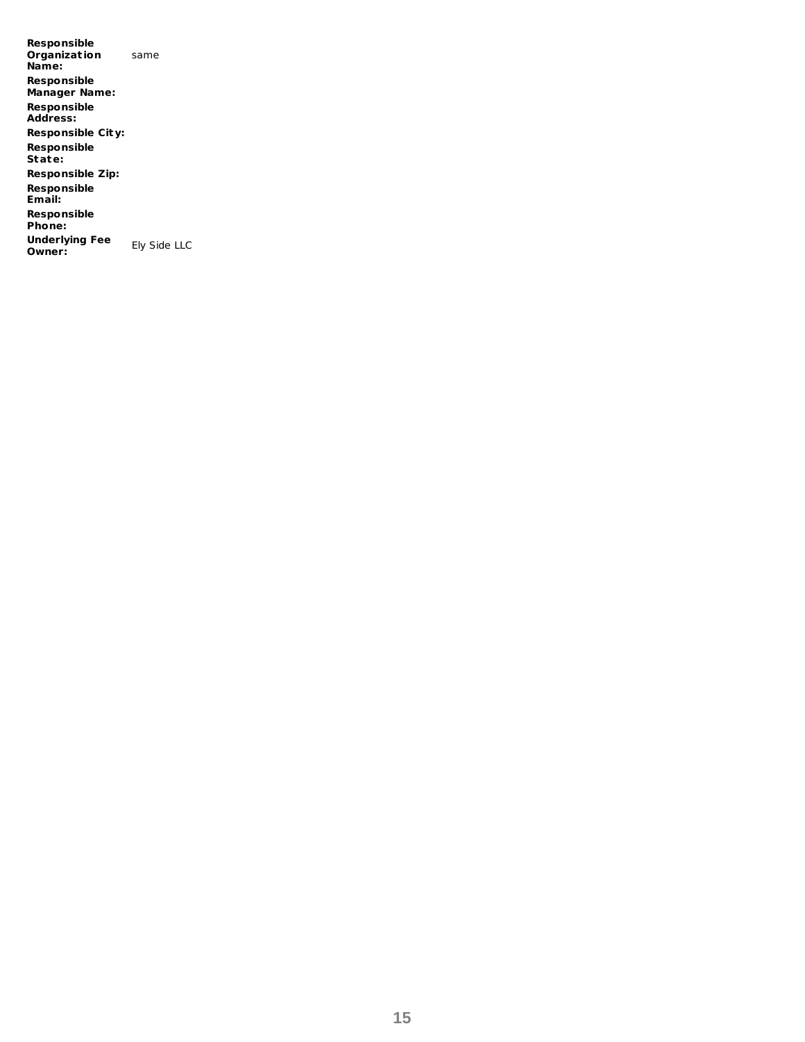| | |
|---|---|
| **Responsible Organization Name:** | same |
| **Responsible Manager Name:** | |
| **Responsible Address:** | |
| **Responsible City:** | |
| **Responsible State:** | |
| **Responsible Zip:** | |
| **Responsible Email:** | |
| **Responsible Phone:** | |
| **Underlying Fee Owner:** | Ely Side LLC |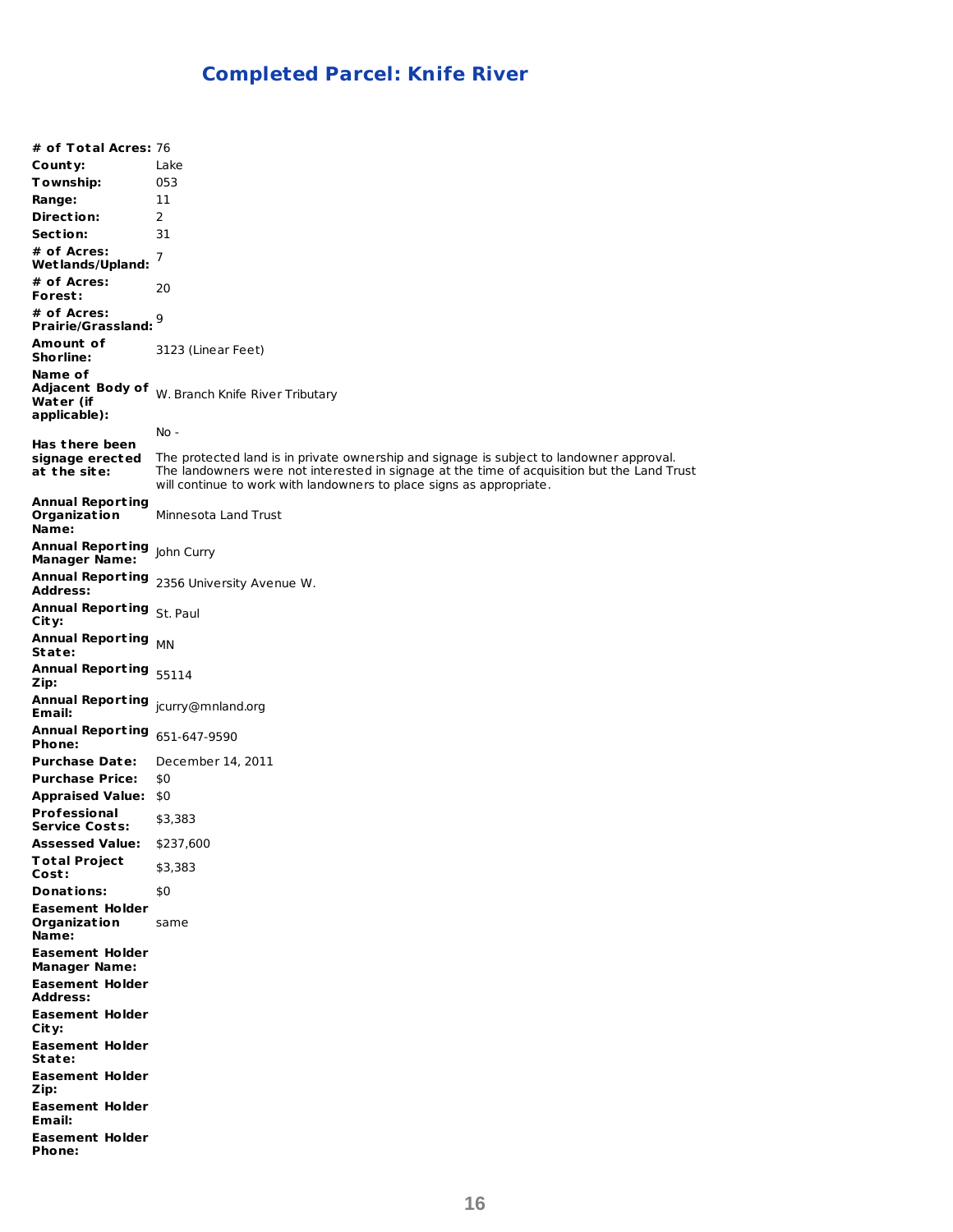## Completed Parcel: Knife River

| | |
|---|---|
| **# of Total Acres:** | 76 |
| **County:** | Lake |
| **Township:** | 053 |
| **Range:** | 11 |
| **Direction:** | 2 |
| **Section:** | 31 |
| **# of Acres: Wetlands/Upland:** | 7 |
| **# of Acres: Forest:** | 20 |
| **# of Acres: Prairie/Grassland:** | 9 |
| **Amount of Shorline:** | 3123 (Linear Feet) |
| **Name of Adjacent Body of Water (if applicable):** | W. Branch Knife River Tributary |
| **Has there been signage erected at the site:** | No - The protected land is in private ownership and signage is subject to landowner approval. The landowners were not interested in signage at the time of acquisition but the Land Trust will continue to work with landowners to place signs as appropriate. |
| **Annual Reporting Organization Name:** | Minnesota Land Trust |
| **Annual Reporting Manager Name:** | John Curry |
| **Annual Reporting Address:** | 2356 University Avenue W. |
| **Annual Reporting City:** | St. Paul |
| **Annual Reporting State:** | MN |
| **Annual Reporting Zip:** | 55114 |
| **Annual Reporting Email:** | jcurry@mnland.org |
| **Annual Reporting Phone:** | 651-647-9590 |
| **Purchase Date:** | December 14, 2011 |
| **Purchase Price:** | $0 |
| **Appraised Value:** | $0 |
| **Professional Service Costs:** | $3,383 |
| **Assessed Value:** | $237,600 |
| **Total Project Cost:** | $3,383 |
| **Donations:** | $0 |
| **Easement Holder Organization Name:** | same |
| **Easement Holder Manager Name:** | |
| **Easement Holder Address:** | |
| **Easement Holder City:** | |
| **Easement Holder State:** | |
| **Easement Holder Zip:** | |
| **Easement Holder Email:** | |
| **Easement Holder Phone:** | |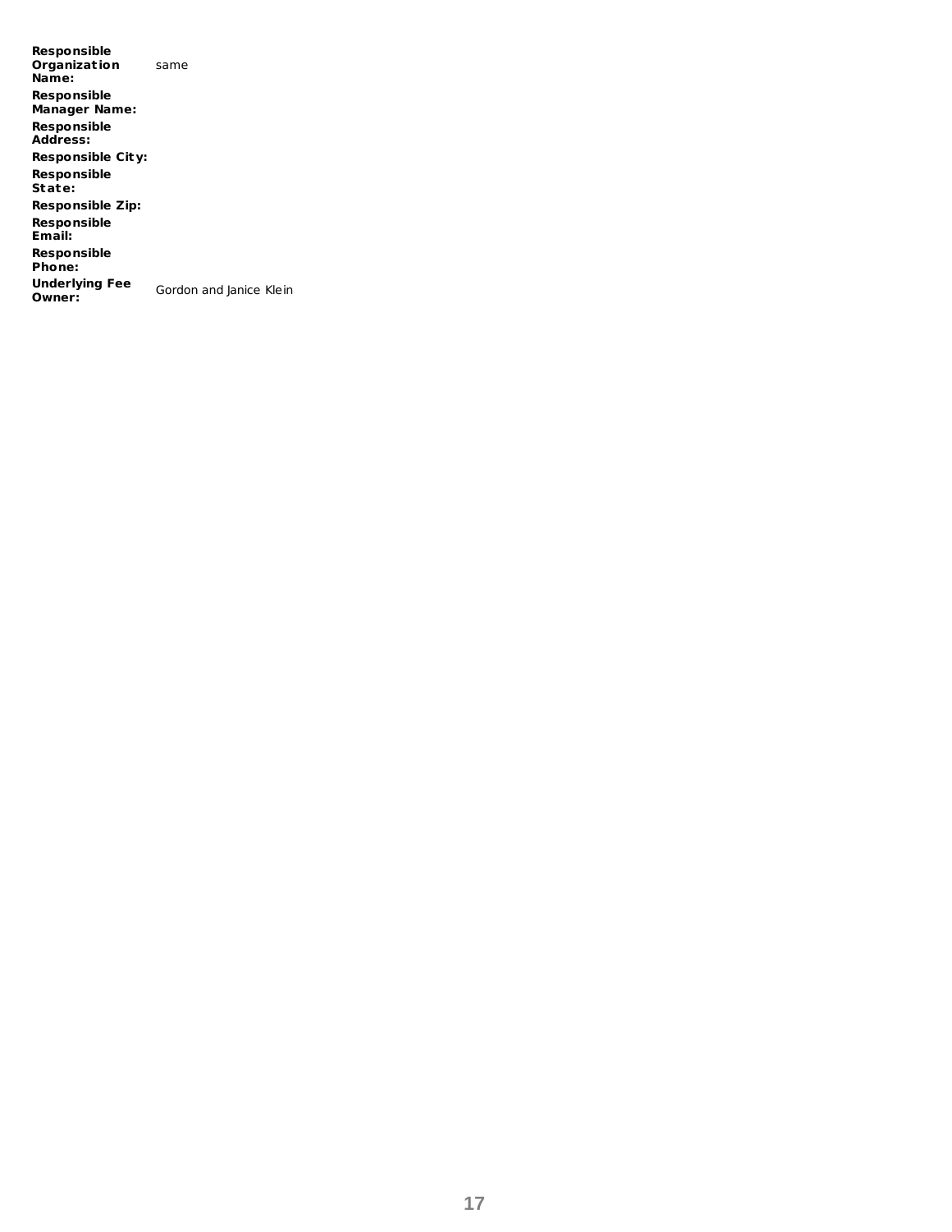| | |
|---|---|
| **Responsible Organization Name:** | same |
| **Responsible Manager Name:** | |
| **Responsible Address:** | |
| **Responsible City:** | |
| **Responsible State:** | |
| **Responsible Zip:** | |
| **Responsible Email:** | |
| **Responsible Phone:** | |
| **Underlying Fee Owner:** | Gordon and Janice Klein |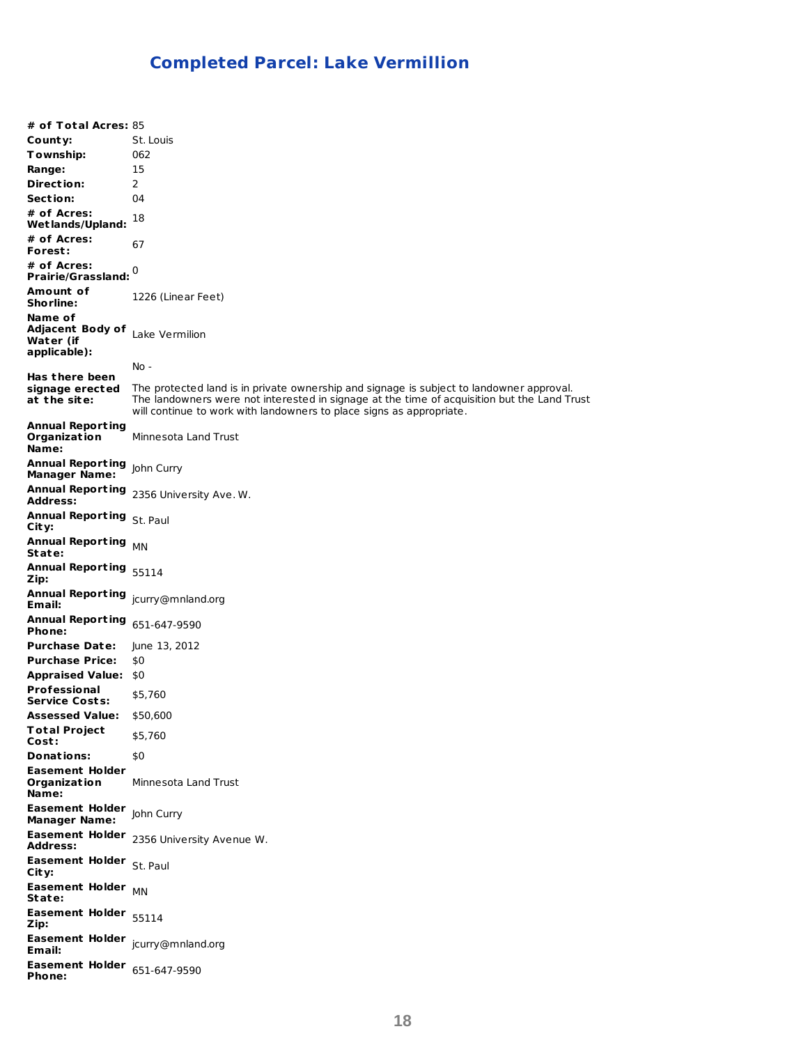## Completed Parcel: Lake Vermillion

| | |
|---|---|
| **# of Total Acres:** | 85 |
| **County:** | St. Louis |
| **Township:** | 062 |
| **Range:** | 15 |
| **Direction:** | 2 |
| **Section:** | 04 |
| **# of Acres: Wetlands/Upland:** | 18 |
| **# of Acres: Forest:** | 67 |
| **# of Acres: Prairie/Grassland:** | 0 |
| **Amount of Shorline:** | 1226 (Linear Feet) |
| **Name of Adjacent Body of Water (if applicable):** | Lake Vermilion |
| **Has there been signage erected at the site:** | No - <br><br>The protected land is in private ownership and signage is subject to landowner approval. The landowners were not interested in signage at the time of acquisition but the Land Trust will continue to work with landowners to place signs as appropriate. |
| **Annual Reporting Organization Name:** | Minnesota Land Trust |
| **Annual Reporting Manager Name:** | John Curry |
| **Annual Reporting Address:** | 2356 University Ave. W. |
| **Annual Reporting City:** | St. Paul |
| **Annual Reporting State:** | MN |
| **Annual Reporting Zip:** | 55114 |
| **Annual Reporting Email:** | jcurry@mnland.org |
| **Annual Reporting Phone:** | 651-647-9590 |
| **Purchase Date:** | June 13, 2012 |
| **Purchase Price:** | $0 |
| **Appraised Value:** | $0 |
| **Professional Service Costs:** | $5,760 |
| **Assessed Value:** | $50,600 |
| **Total Project Cost:** | $5,760 |
| **Donations:** | $0 |
| **Easement Holder Organization Name:** | Minnesota Land Trust |
| **Easement Holder Manager Name:** | John Curry |
| **Easement Holder Address:** | 2356 University Avenue W. |
| **Easement Holder City:** | St. Paul |
| **Easement Holder State:** | MN |
| **Easement Holder Zip:** | 55114 |
| **Easement Holder Email:** | jcurry@mnland.org |
| **Easement Holder Phone:** | 651-647-9590 |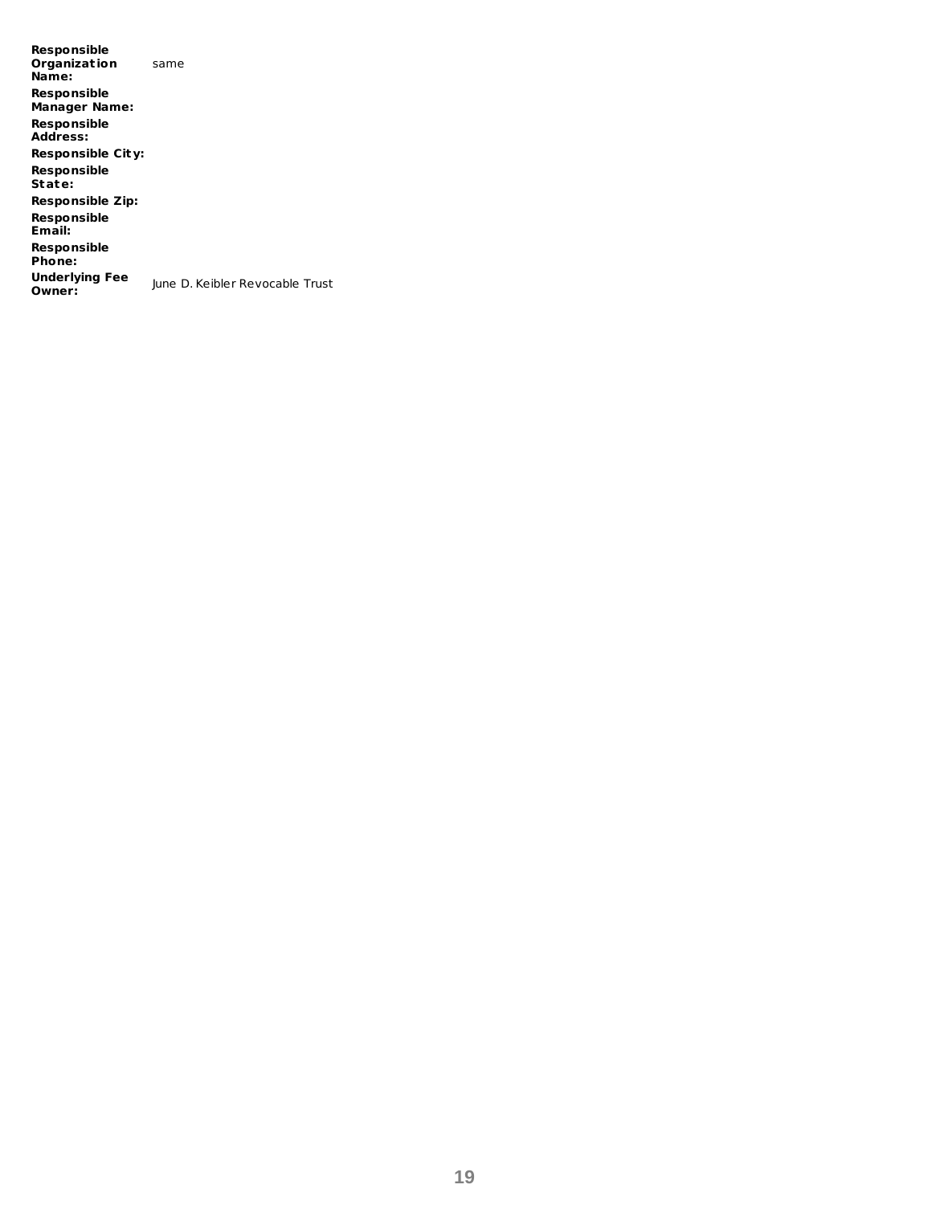| | |
|---|---|
| **Responsible Organization Name:** | same |
| **Responsible Manager Name:** | |
| **Responsible Address:** | |
| **Responsible City:** | |
| **Responsible State:** | |
| **Responsible Zip:** | |
| **Responsible Email:** | |
| **Responsible Phone:** | |
| **Underlying Fee Owner:** | June D. Keibler Revocable Trust |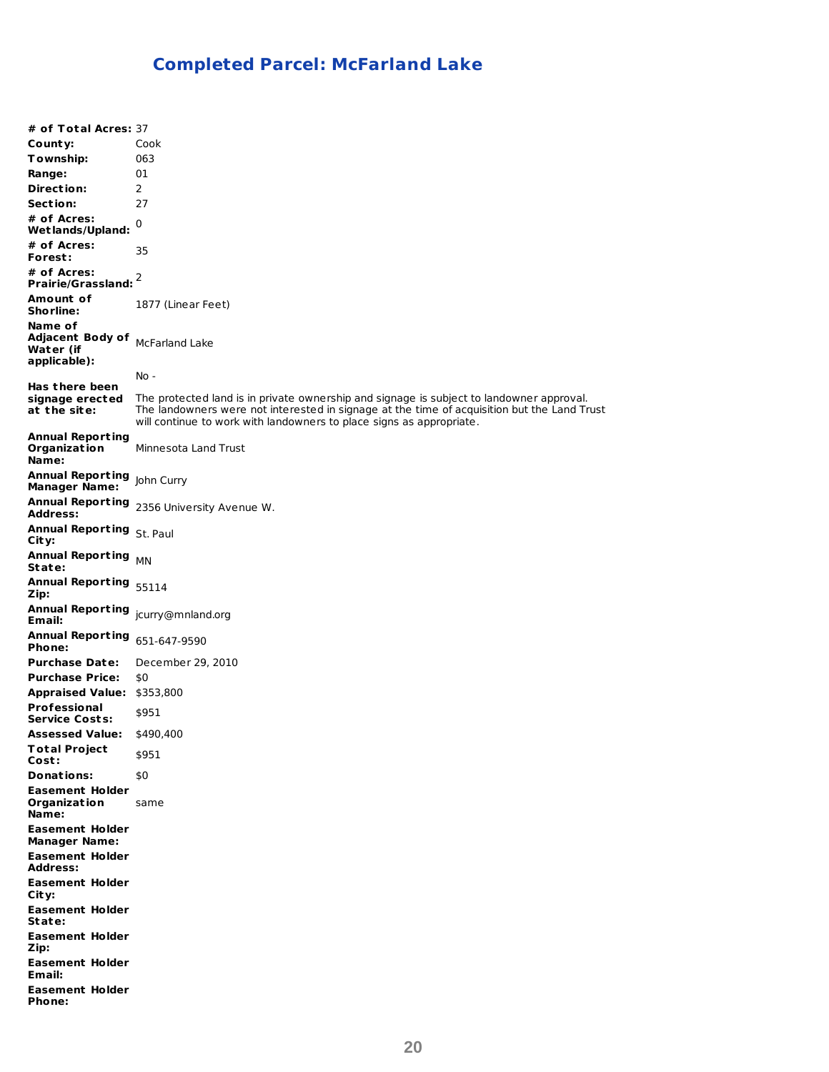# Completed Parcel: McFarland Lake

| | |
|---|---|
| **# of Total Acres:** | 37 |
| **County:** | Cook |
| **Township:** | 063 |
| **Range:** | 01 |
| **Direction:** | 2 |
| **Section:** | 27 |
| **# of Acres: Wetlands/Upland:** | 0 |
| **# of Acres: Forest:** | 35 |
| **# of Acres: Prairie/Grassland:** | 2 |
| **Amount of Shorline:** | 1877 (Linear Feet) |
| **Name of Adjacent Body of Water (if applicable):** | McFarland Lake |
| **Has there been signage erected at the site:** | No - The protected land is in private ownership and signage is subject to landowner approval. The landowners were not interested in signage at the time of acquisition but the Land Trust will continue to work with landowners to place signs as appropriate. |
| **Annual Reporting Organization Name:** | Minnesota Land Trust |
| **Annual Reporting Manager Name:** | John Curry |
| **Annual Reporting Address:** | 2356 University Avenue W. |
| **Annual Reporting City:** | St. Paul |
| **Annual Reporting State:** | MN |
| **Annual Reporting Zip:** | 55114 |
| **Annual Reporting Email:** | jcurry@mnland.org |
| **Annual Reporting Phone:** | 651-647-9590 |
| **Purchase Date:** | December 29, 2010 |
| **Purchase Price:** | $0 |
| **Appraised Value:** | $353,800 |
| **Professional Service Costs:** | $951 |
| **Assessed Value:** | $490,400 |
| **Total Project Cost:** | $951 |
| **Donations:** | $0 |
| **Easement Holder Organization Name:** | same |
| **Easement Holder Manager Name:** | |
| **Easement Holder Address:** | |
| **Easement Holder City:** | |
| **Easement Holder State:** | |
| **Easement Holder Zip:** | |
| **Easement Holder Email:** | |
| **Easement Holder Phone:** | |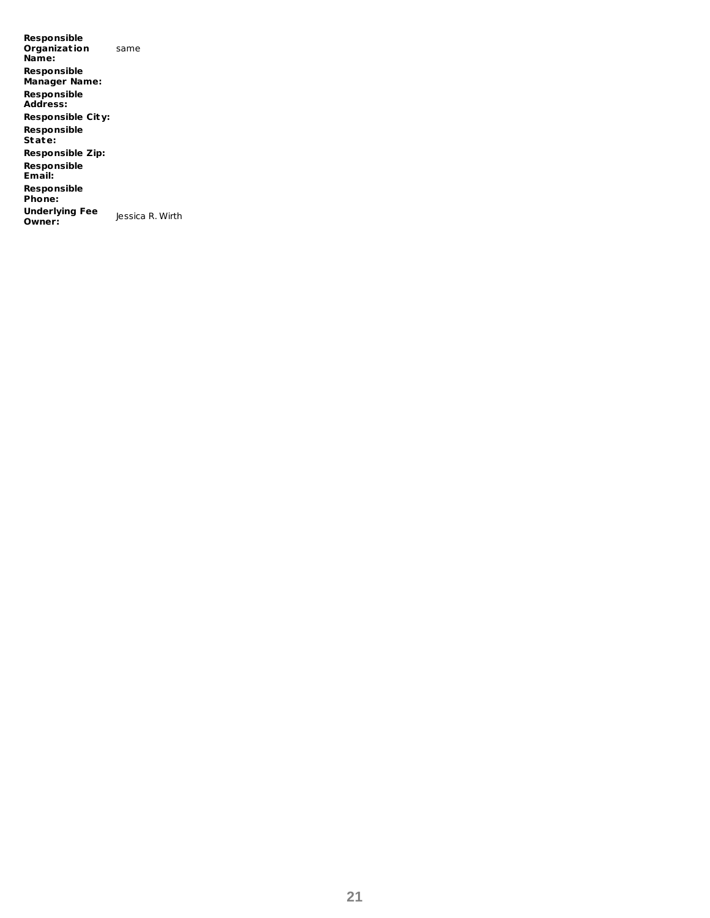| | |
|---|---|
| **Responsible Organization Name:** | same |
| **Responsible Manager Name:** | |
| **Responsible Address:** | |
| **Responsible City:** | |
| **Responsible State:** | |
| **Responsible Zip:** | |
| **Responsible Email:** | |
| **Responsible Phone:** | |
| **Underlying Fee Owner:** | Jessica R. Wirth |